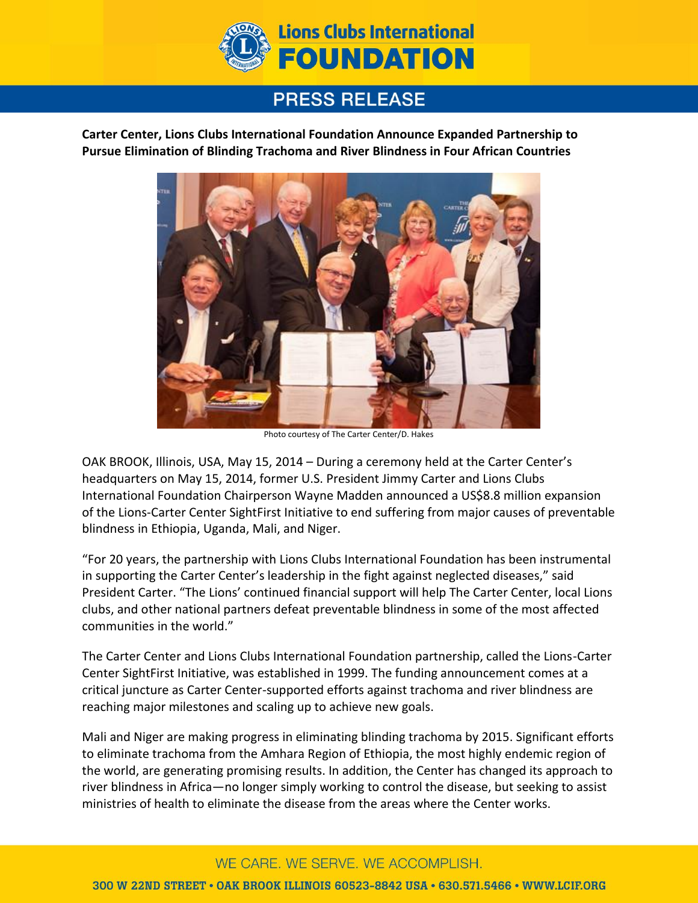# Lions Clubs International FOUNDATION

## PRESS RELEASE

**Carter Center, Lions Clubs International Foundation Announce Expanded Partnership to Pursue Elimination of Blinding Trachoma and River Blindness in Four African Countries**

Photo courtesy of The Carter Center/D. Hakes

OAK BROOK, Illinois, USA, May 15, 2014 – During a ceremony held at the Carter Center's headquarters on May 15, 2014, former U.S. President Jimmy Carter and Lions Clubs International Foundation Chairperson Wayne Madden announced a US$8.8 million expansion of the Lions-Carter Center SightFirst Initiative to end suffering from major causes of preventable blindness in Ethiopia, Uganda, Mali, and Niger.

"For 20 years, the partnership with Lions Clubs International Foundation has been instrumental in supporting the Carter Center's leadership in the fight against neglected diseases," said President Carter. "The Lions' continued financial support will help The Carter Center, local Lions clubs, and other national partners defeat preventable blindness in some of the most affected communities in the world."

The Carter Center and Lions Clubs International Foundation partnership, called the Lions-Carter Center SightFirst Initiative, was established in 1999. The funding announcement comes at a critical juncture as Carter Center-supported efforts against trachoma and river blindness are reaching major milestones and scaling up to achieve new goals.

Mali and Niger are making progress in eliminating blinding trachoma by 2015. Significant efforts to eliminate trachoma from the Amhara Region of Ethiopia, the most highly endemic region of the world, are generating promising results. In addition, the Center has changed its approach to river blindness in Africa—no longer simply working to control the disease, but seeking to assist ministries of health to eliminate the disease from the areas where the Center works.

WE CARE. WE SERVE. WE ACCOMPLISH.

300 W 22ND STREET • OAK BROOK ILLINOIS 60523-8842 USA • 630.571.5466 • WWW.LCIF.ORG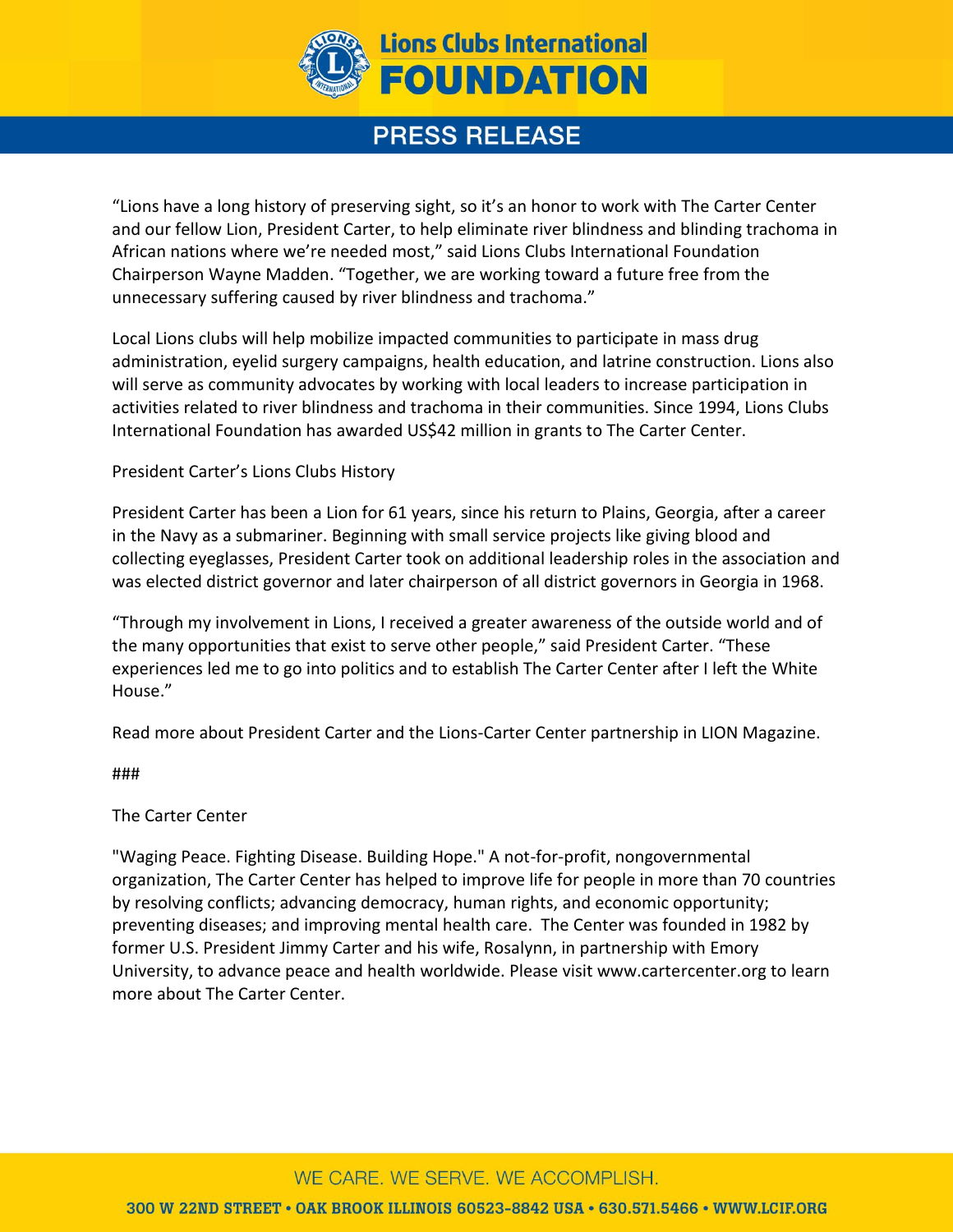"Lions have a long history of preserving sight, so it's an honor to work with The Carter Center and our fellow Lion, President Carter, to help eliminate river blindness and blinding trachoma in African nations where we're needed most," said Lions Clubs International Foundation Chairperson Wayne Madden. "Together, we are working toward a future free from the unnecessary suffering caused by river blindness and trachoma."

Local Lions clubs will help mobilize impacted communities to participate in mass drug administration, eyelid surgery campaigns, health education, and latrine construction. Lions also will serve as community advocates by working with local leaders to increase participation in activities related to river blindness and trachoma in their communities. Since 1994, Lions Clubs International Foundation has awarded US$42 million in grants to The Carter Center.

President Carter's Lions Clubs History

President Carter has been a Lion for 61 years, since his return to Plains, Georgia, after a career in the Navy as a submariner. Beginning with small service projects like giving blood and collecting eyeglasses, President Carter took on additional leadership roles in the association and was elected district governor and later chairperson of all district governors in Georgia in 1968.

"Through my involvement in Lions, I received a greater awareness of the outside world and of the many opportunities that exist to serve other people," said President Carter. "These experiences led me to go into politics and to establish The Carter Center after I left the White House."

Read more about President Carter and the Lions-Carter Center partnership in LION Magazine.

###

The Carter Center

"Waging Peace. Fighting Disease. Building Hope." A not-for-profit, nongovernmental organization, The Carter Center has helped to improve life for people in more than 70 countries by resolving conflicts; advancing democracy, human rights, and economic opportunity; preventing diseases; and improving mental health care. The Center was founded in 1982 by former U.S. President Jimmy Carter and his wife, Rosalynn, in partnership with Emory University, to advance peace and health worldwide. Please visit www.cartercenter.org to learn more about The Carter Center.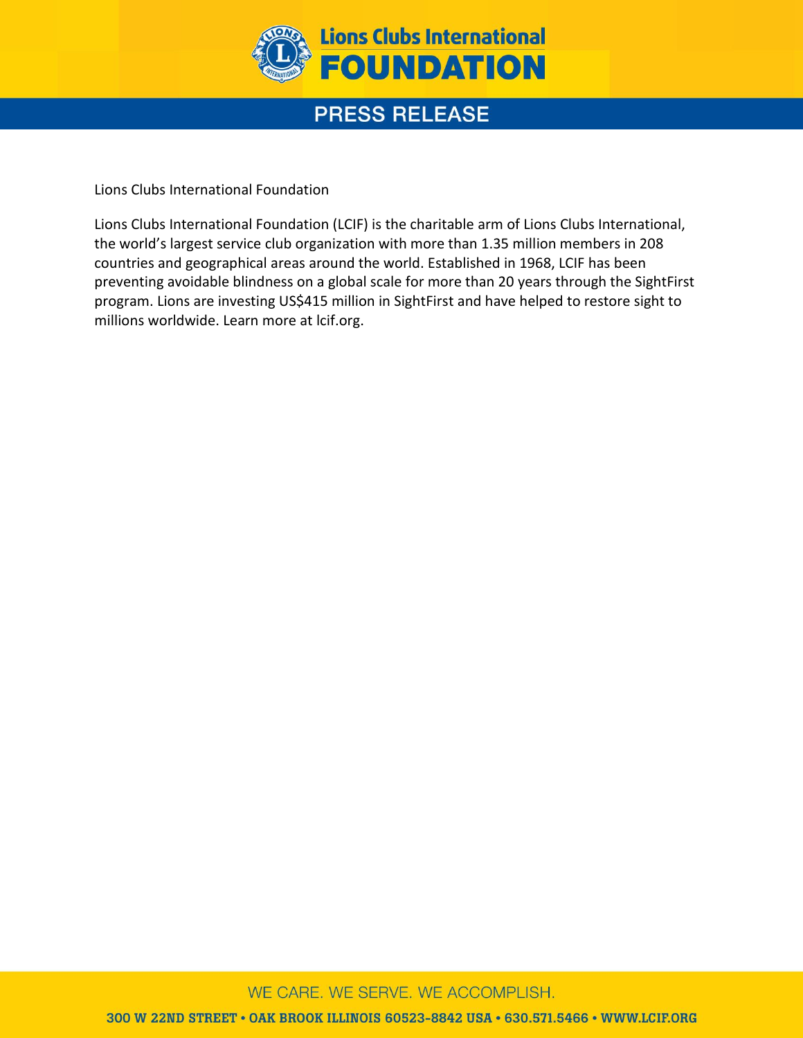Lions Clubs International Foundation

Lions Clubs International Foundation (LCIF) is the charitable arm of Lions Clubs International, the world's largest service club organization with more than 1.35 million members in 208 countries and geographical areas around the world. Established in 1968, LCIF has been preventing avoidable blindness on a global scale for more than 20 years through the SightFirst program. Lions are investing US$415 million in SightFirst and have helped to restore sight to millions worldwide. Learn more at lcif.org.